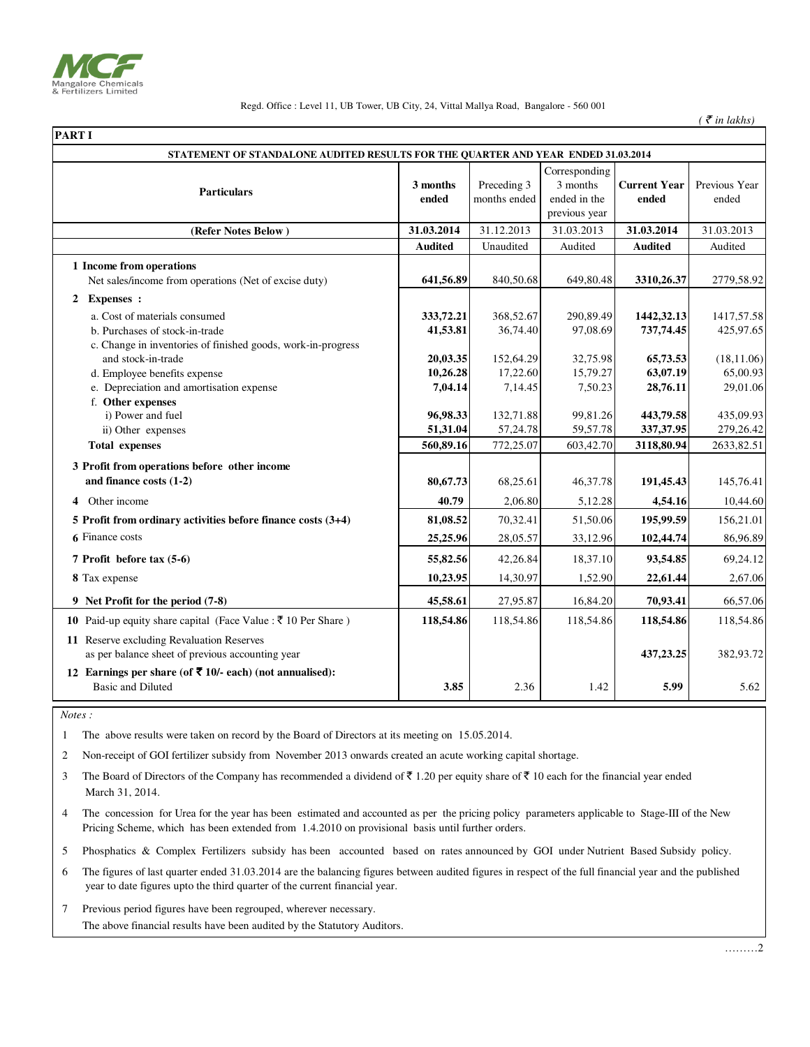MCF Mangalore Chemicals & Fertilizers Limited

Regd. Office : Level 11, UB Tower, UB City, 24, Vittal Mallya Road, Bangalore - 560 001

*( ₹ in lakhs)*

**PART I**

**STATEMENT OF STANDALONE AUDITED RESULTS FOR THE QUARTER AND YEAR ENDED 31.03.2014**

| Particulars | 3 months ended | Preceding 3 months ended | Corresponding 3 months ended in the previous year | Current Year ended | Previous Year ended |
|---|---|---|---|---|---|
| **(Refer Notes Below )** | **31.03.2014** | 31.12.2013 | 31.03.2013 | **31.03.2014** | 31.03.2013 |
| | **Audited** | Unaudited | Audited | **Audited** | Audited |
| **1 Income from operations** | | | | | |
| Net sales/income from operations (Net of excise duty) | **641,56.89** | 840,50.68 | 649,80.48 | **3310,26.37** | 2779,58.92 |
| **2 Expenses :** | | | | | |
| a. Cost of materials consumed | **333,72.21** | 368,52.67 | 290,89.49 | **1442,32.13** | 1417,57.58 |
| b. Purchases of stock-in-trade | **41,53.81** | 36,74.40 | 97,08.69 | **737,74.45** | 425,97.65 |
| c. Change in inventories of finished goods, work-in-progress and stock-in-trade | **20,03.35** | 152,64.29 | 32,75.98 | **65,73.53** | (18,11.06) |
| d. Employee benefits expense | **10,26.28** | 17,22.60 | 15,79.27 | **63,07.19** | 65,00.93 |
| e. Depreciation and amortisation expense | **7,04.14** | 7,14.45 | 7,50.23 | **28,76.11** | 29,01.06 |
| f. **Other expenses** | | | | | |
| i) Power and fuel | **96,98.33** | 132,71.88 | 99,81.26 | **443,79.58** | 435,09.93 |
| ii) Other expenses | **51,31.04** | 57,24.78 | 59,57.78 | **337,37.95** | 279,26.42 |
| **Total expenses** | **560,89.16** | 772,25.07 | 603,42.70 | **3118,80.94** | 2633,82.51 |
| **3 Profit from operations before other income and finance costs (1-2)** | **80,67.73** | 68,25.61 | 46,37.78 | **191,45.43** | 145,76.41 |
| **4** Other income | **40.79** | 2,06.80 | 5,12.28 | **4,54.16** | 10,44.60 |
| **5 Profit from ordinary activities before finance costs (3+4)** | **81,08.52** | 70,32.41 | 51,50.06 | **195,99.59** | 156,21.01 |
| **6** Finance costs | **25,25.96** | 28,05.57 | 33,12.96 | **102,44.74** | 86,96.89 |
| **7 Profit before tax (5-6)** | **55,82.56** | 42,26.84 | 18,37.10 | **93,54.85** | 69,24.12 |
| **8** Tax expense | **10,23.95** | 14,30.97 | 1,52.90 | **22,61.44** | 2,67.06 |
| **9 Net Profit for the period (7-8)** | **45,58.61** | 27,95.87 | 16,84.20 | **70,93.41** | 66,57.06 |
| **10** Paid-up equity share capital (Face Value : ₹ 10 Per Share ) | **118,54.86** | 118,54.86 | 118,54.86 | **118,54.86** | 118,54.86 |
| **11** Reserve excluding Revaluation Reserves as per balance sheet of previous accounting year | | | | **437,23.25** | 382,93.72 |
| **12 Earnings per share (of ₹ 10/- each) (not annualised):** Basic and Diluted | **3.85** | 2.36 | 1.42 | **5.99** | 5.62 |

*Notes :*

1. The above results were taken on record by the Board of Directors at its meeting on 15.05.2014.
2. Non-receipt of GOI fertilizer subsidy from November 2013 onwards created an acute working capital shortage.
3. The Board of Directors of the Company has recommended a dividend of ₹ 1.20 per equity share of ₹ 10 each for the financial year ended March 31, 2014.
4. The concession for Urea for the year has been estimated and accounted as per the pricing policy parameters applicable to Stage-III of the New Pricing Scheme, which has been extended from 1.4.2010 on provisional basis until further orders.
5. Phosphatics & Complex Fertilizers subsidy has been accounted based on rates announced by GOI under Nutrient Based Subsidy policy.
6. The figures of last quarter ended 31.03.2014 are the balancing figures between audited figures in respect of the full financial year and the published year to date figures upto the third quarter of the current financial year.
7. Previous period figures have been regrouped, wherever necessary.

The above financial results have been audited by the Statutory Auditors.

………2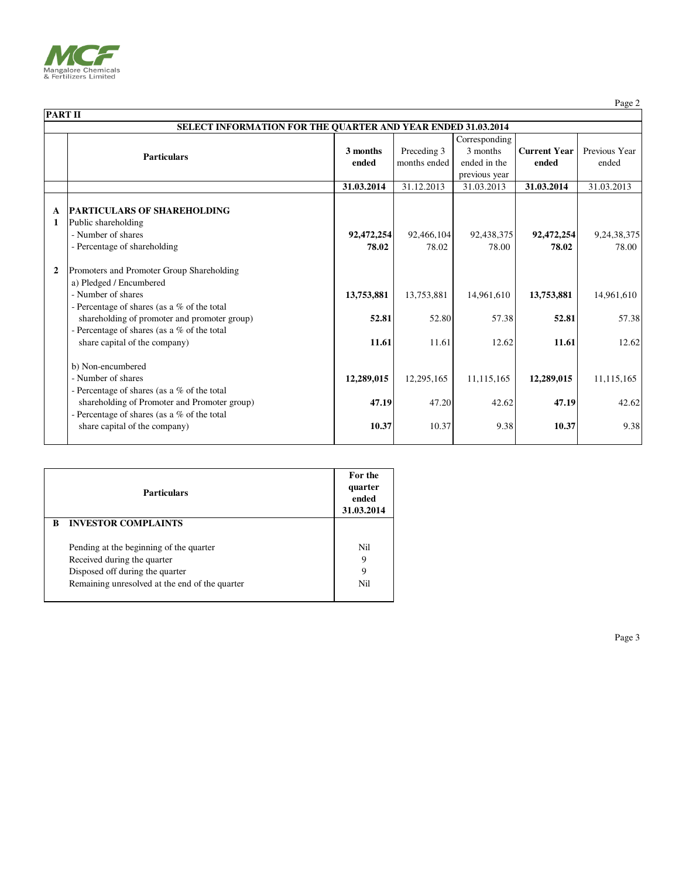## PART II

### SELECT INFORMATION FOR THE QUARTER AND YEAR ENDED 31.03.2014

| | Particulars | 3 months ended | Preceding 3 months ended | Corresponding 3 months ended in the previous year | Current Year ended | Previous Year ended |
|---|---|---|---|---|---|---|
| | | **31.03.2014** | 31.12.2013 | 31.03.2013 | **31.03.2014** | 31.03.2013 |
| **A** | **PARTICULARS OF SHAREHOLDING** | | | | | |
| **1** | Public shareholding | | | | | |
| | - Number of shares | **92,472,254** | 92,466,104 | 92,438,375 | **92,472,254** | 9,24,38,375 |
| | - Percentage of shareholding | **78.02** | 78.02 | 78.00 | **78.02** | 78.00 |
| **2** | Promoters and Promoter Group Shareholding | | | | | |
| | a) Pledged / Encumbered | | | | | |
| | - Number of shares | **13,753,881** | 13,753,881 | 14,961,610 | **13,753,881** | 14,961,610 |
| | - Percentage of shares (as a % of the total shareholding of promoter and promoter group) | **52.81** | 52.80 | 57.38 | **52.81** | 57.38 |
| | - Percentage of shares (as a % of the total share capital of the company) | **11.61** | 11.61 | 12.62 | **11.61** | 12.62 |
| | b) Non-encumbered | | | | | |
| | - Number of shares | **12,289,015** | 12,295,165 | 11,115,165 | **12,289,015** | 11,115,165 |
| | - Percentage of shares (as a % of the total shareholding of Promoter and Promoter group) | **47.19** | 47.20 | 42.62 | **47.19** | 42.62 |
| | - Percentage of shares (as a % of the total share capital of the company) | **10.37** | 10.37 | 9.38 | **10.37** | 9.38 |

| | Particulars | For the quarter ended 31.03.2014 |
|---|---|---|
| **B** | **INVESTOR COMPLAINTS** | |
| | Pending at the beginning of the quarter | Nil |
| | Received during the quarter | 9 |
| | Disposed off during the quarter | 9 |
| | Remaining unresolved at the end of the quarter | Nil |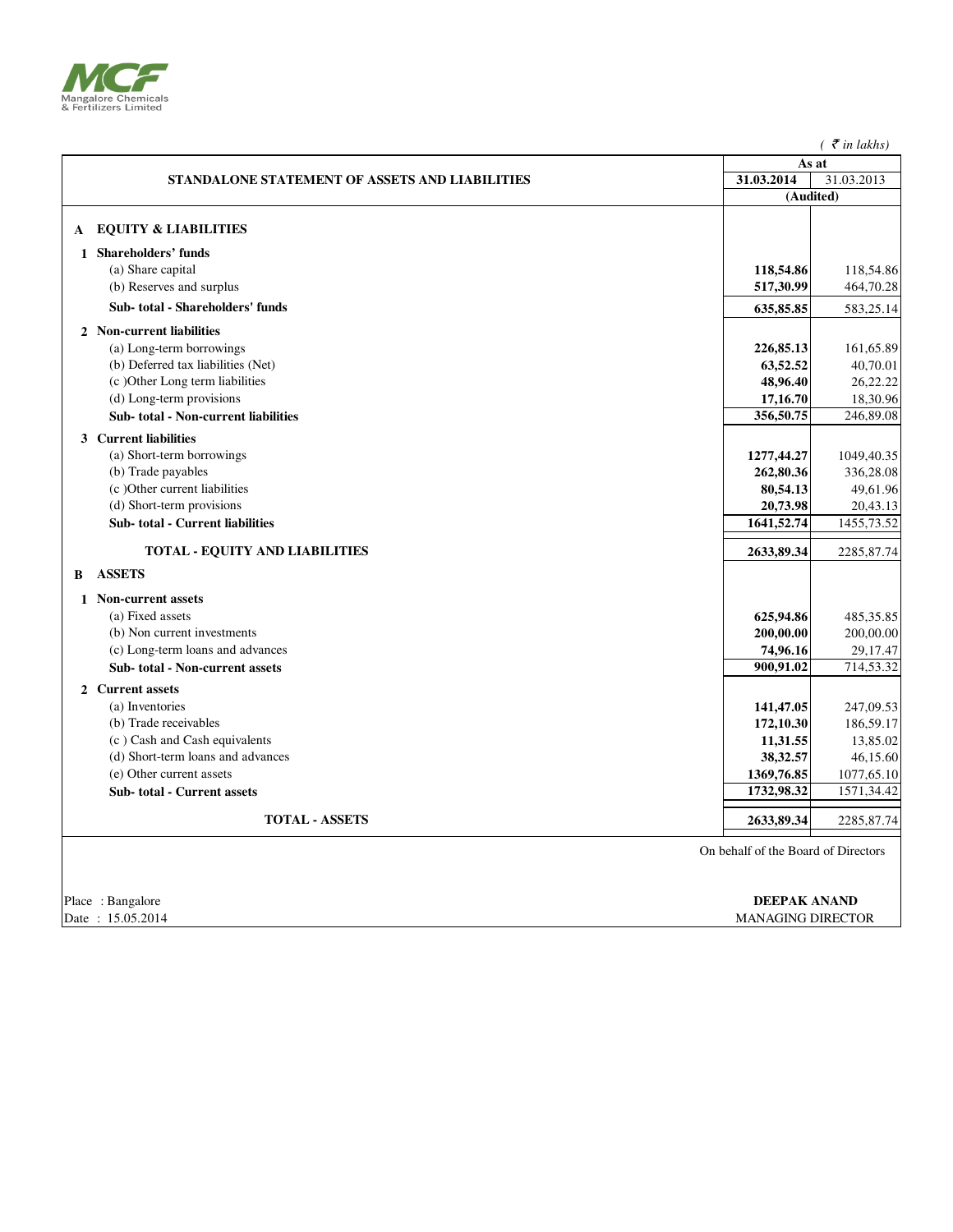MCF Mangalore Chemicals & Fertilizers Limited

*( ₹ in lakhs)*

| STANDALONE STATEMENT OF ASSETS AND LIABILITIES | As at 31.03.2014 | As at 31.03.2013 |
|---|---|---|
| | (Audited) | |
| **A EQUITY & LIABILITIES** | | |
| **1 Shareholders' funds** | | |
| (a) Share capital | **118,54.86** | 118,54.86 |
| (b) Reserves and surplus | **517,30.99** | 464,70.28 |
| **Sub- total - Shareholders' funds** | **635,85.85** | 583,25.14 |
| **2 Non-current liabilities** | | |
| (a) Long-term borrowings | **226,85.13** | 161,65.89 |
| (b) Deferred tax liabilities (Net) | **63,52.52** | 40,70.01 |
| (c )Other Long term liabilities | **48,96.40** | 26,22.22 |
| (d) Long-term provisions | **17,16.70** | 18,30.96 |
| **Sub- total - Non-current liabilities** | **356,50.75** | 246,89.08 |
| **3 Current liabilities** | | |
| (a) Short-term borrowings | **1277,44.27** | 1049,40.35 |
| (b) Trade payables | **262,80.36** | 336,28.08 |
| (c )Other current liabilities | **80,54.13** | 49,61.96 |
| (d) Short-term provisions | **20,73.98** | 20,43.13 |
| **Sub- total - Current liabilities** | **1641,52.74** | 1455,73.52 |
| **TOTAL - EQUITY AND LIABILITIES** | **2633,89.34** | 2285,87.74 |
| **B ASSETS** | | |
| **1 Non-current assets** | | |
| (a) Fixed assets | **625,94.86** | 485,35.85 |
| (b) Non current investments | **200,00.00** | 200,00.00 |
| (c) Long-term loans and advances | **74,96.16** | 29,17.47 |
| **Sub- total - Non-current assets** | **900,91.02** | 714,53.32 |
| **2 Current assets** | | |
| (a) Inventories | **141,47.05** | 247,09.53 |
| (b) Trade receivables | **172,10.30** | 186,59.17 |
| (c ) Cash and Cash equivalents | **11,31.55** | 13,85.02 |
| (d) Short-term loans and advances | **38,32.57** | 46,15.60 |
| (e) Other current assets | **1369,76.85** | 1077,65.10 |
| **Sub- total - Current assets** | **1732,98.32** | 1571,34.42 |
| **TOTAL - ASSETS** | **2633,89.34** | 2285,87.74 |

On behalf of the Board of Directors

Place : Bangalore
Date : 15.05.2014

**DEEPAK ANAND**
MANAGING DIRECTOR